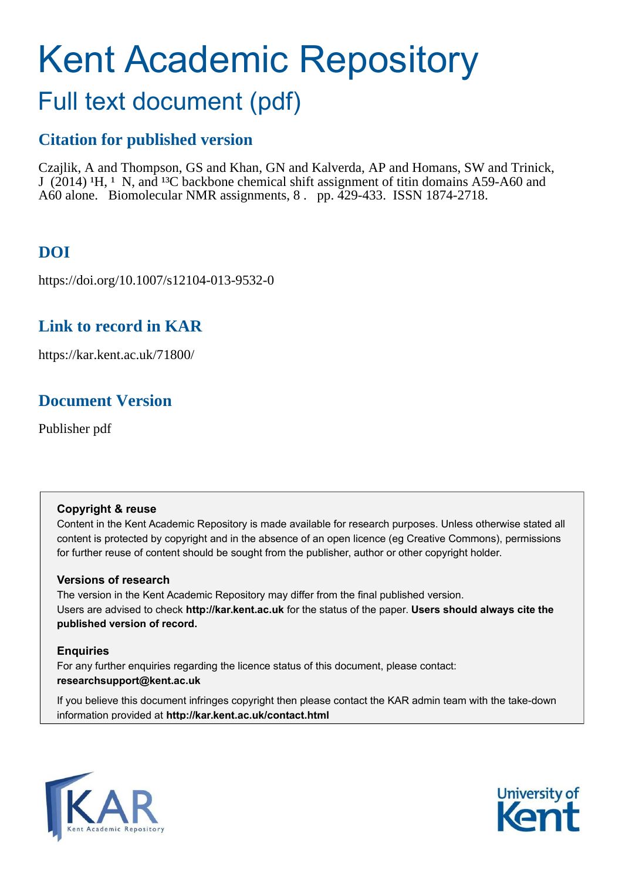# Kent Academic Repository

## Full text document (pdf)

## Citation for published version

Czajlik, A and Thompson, GS and Khan, GN and Kalverda, AP and Homans, SW and Trinick, J (2014) ¹H, ¹ N, and ¹³C backbone chemical shift assignment of titin domains A59-A60 and A60 alone. Biomolecular NMR assignments, 8 . pp. 429-433. ISSN 1874-2718.

## DOI

https://doi.org/10.1007/s12104-013-9532-0

## Link to record in KAR

https://kar.kent.ac.uk/71800/

## Document Version

Publisher pdf

**Copyright & reuse**

Content in the Kent Academic Repository is made available for research purposes. Unless otherwise stated all content is protected by copyright and in the absence of an open licence (eg Creative Commons), permissions for further reuse of content should be sought from the publisher, author or other copyright holder.

**Versions of research**

The version in the Kent Academic Repository may differ from the final published version. Users are advised to check **http://kar.kent.ac.uk** for the status of the paper. **Users should always cite the published version of record.**

**Enquiries**

For any further enquiries regarding the licence status of this document, please contact: **researchsupport@kent.ac.uk**

If you believe this document infringes copyright then please contact the KAR admin team with the take-down information provided at **http://kar.kent.ac.uk/contact.html**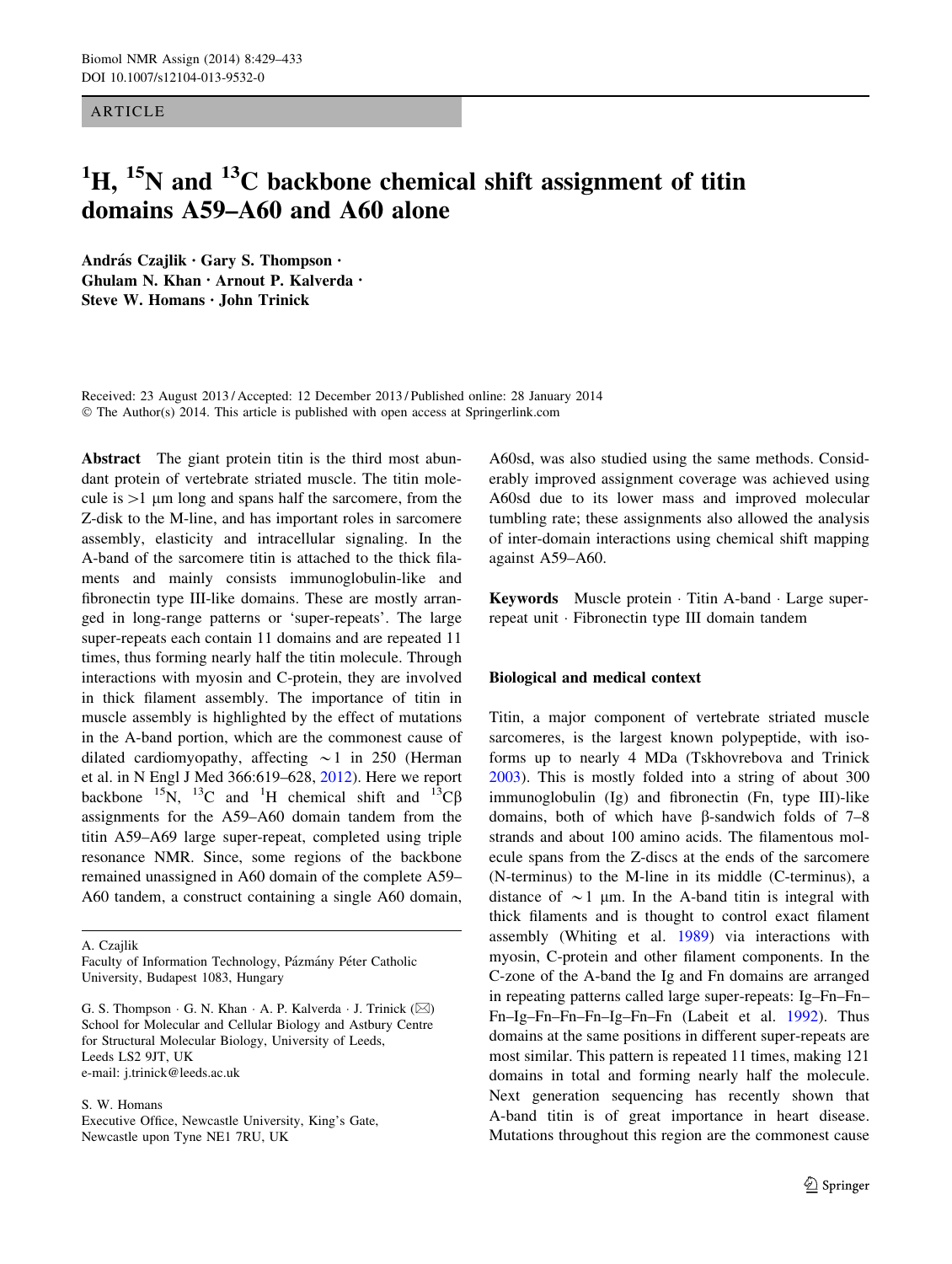ARTICLE

# $^{1}$H, $^{15}$N and $^{13}$C backbone chemical shift assignment of titin domains A59–A60 and A60 alone

**András Czajlik · Gary S. Thompson · Ghulam N. Khan · Arnout P. Kalverda · Steve W. Homans · John Trinick**

Received: 23 August 2013 / Accepted: 12 December 2013 / Published online: 28 January 2014
© The Author(s) 2014. This article is published with open access at Springerlink.com

**Abstract** The giant protein titin is the third most abundant protein of vertebrate striated muscle. The titin molecule is >1 μm long and spans half the sarcomere, from the Z-disk to the M-line, and has important roles in sarcomere assembly, elasticity and intracellular signaling. In the A-band of the sarcomere titin is attached to the thick filaments and mainly consists immunoglobulin-like and fibronectin type III-like domains. These are mostly arranged in long-range patterns or 'super-repeats'. The large super-repeats each contain 11 domains and are repeated 11 times, thus forming nearly half the titin molecule. Through interactions with myosin and C-protein, they are involved in thick filament assembly. The importance of titin in muscle assembly is highlighted by the effect of mutations in the A-band portion, which are the commonest cause of dilated cardiomyopathy, affecting ~1 in 250 (Herman et al. in N Engl J Med 366:619–628, 2012). Here we report backbone $^{15}$N, $^{13}$C and $^{1}$H chemical shift and $^{13}$Cβ assignments for the A59–A60 domain tandem from the titin A59–A69 large super-repeat, completed using triple resonance NMR. Since, some regions of the backbone remained unassigned in A60 domain of the complete A59–A60 tandem, a construct containing a single A60 domain, A60sd, was also studied using the same methods. Considerably improved assignment coverage was achieved using A60sd due to its lower mass and improved molecular tumbling rate; these assignments also allowed the analysis of inter-domain interactions using chemical shift mapping against A59–A60.

**Keywords** Muscle protein · Titin A-band · Large super-repeat unit · Fibronectin type III domain tandem

A. Czajlik
Faculty of Information Technology, Pázmány Péter Catholic University, Budapest 1083, Hungary

G. S. Thompson · G. N. Khan · A. P. Kalverda · J. Trinick (✉)
School for Molecular and Cellular Biology and Astbury Centre for Structural Molecular Biology, University of Leeds, Leeds LS2 9JT, UK
e-mail: j.trinick@leeds.ac.uk

S. W. Homans
Executive Office, Newcastle University, King's Gate, Newcastle upon Tyne NE1 7RU, UK

## Biological and medical context

Titin, a major component of vertebrate striated muscle sarcomeres, is the largest known polypeptide, with isoforms up to nearly 4 MDa (Tskhovrebova and Trinick 2003). This is mostly folded into a string of about 300 immunoglobulin (Ig) and fibronectin (Fn, type III)-like domains, both of which have β-sandwich folds of 7–8 strands and about 100 amino acids. The filamentous molecule spans from the Z-discs at the ends of the sarcomere (N-terminus) to the M-line in its middle (C-terminus), a distance of ~1 μm. In the A-band titin is integral with thick filaments and is thought to control exact filament assembly (Whiting et al. 1989) via interactions with myosin, C-protein and other filament components. In the C-zone of the A-band the Ig and Fn domains are arranged in repeating patterns called large super-repeats: Ig–Fn–Fn–Fn–Ig–Fn–Fn–Fn–Ig–Fn–Fn (Labeit et al. 1992). Thus domains at the same positions in different super-repeats are most similar. This pattern is repeated 11 times, making 121 domains in total and forming nearly half the molecule. Next generation sequencing has recently shown that A-band titin is of great importance in heart disease. Mutations throughout this region are the commonest cause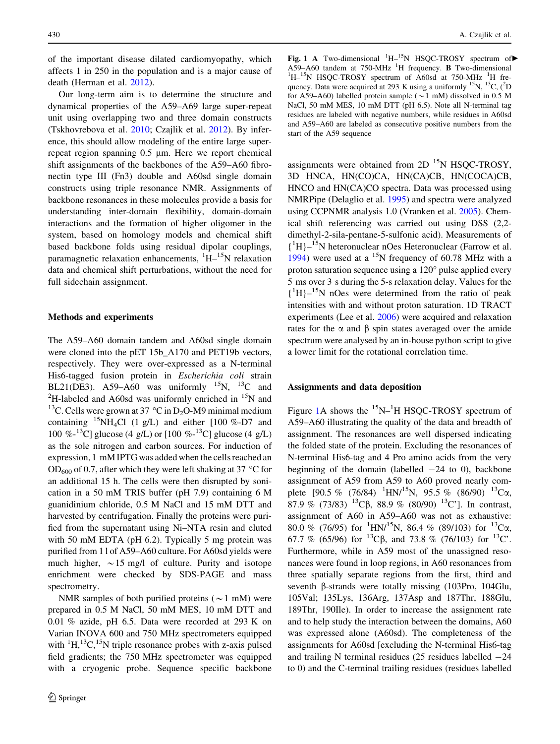of the important disease dilated cardiomyopathy, which affects 1 in 250 in the population and is a major cause of death (Herman et al. 2012).

Our long-term aim is to determine the structure and dynamical properties of the A59–A69 large super-repeat unit using overlapping two and three domain constructs (Tskhovrebova et al. 2010; Czajlik et al. 2012). By inference, this should allow modeling of the entire large super-repeat region spanning 0.5 μm. Here we report chemical shift assignments of the backbones of the A59–A60 fibronectin type III (Fn3) double and A60sd single domain constructs using triple resonance NMR. Assignments of backbone resonances in these molecules provide a basis for understanding inter-domain flexibility, domain-domain interactions and the formation of higher oligomer in the system, based on homology models and chemical shift based backbone folds using residual dipolar couplings, paramagnetic relaxation enhancements, $^{1}$H–$^{15}$N relaxation data and chemical shift perturbations, without the need for full sidechain assignment.

## Methods and experiments

The A59–A60 domain tandem and A60sd single domain were cloned into the pET 15b_A170 and PET19b vectors, respectively. They were over-expressed as a N-terminal His6-tagged fusion protein in *Escherichia coli* strain BL21(DE3). A59–A60 was uniformly $^{15}$N, $^{13}$C and $^{2}$H-labeled and A60sd was uniformly enriched in $^{15}$N and $^{13}$C. Cells were grown at 37 °C in $D_2O$-M9 minimal medium containing $^{15}NH_4Cl$ (1 g/L) and either [100 %-D7 and 100 %-$^{13}$C] glucose (4 g/L) or [100 %-$^{13}$C] glucose (4 g/L) as the sole nitrogen and carbon sources. For induction of expression, 1 mM IPTG was added when the cells reached an $OD_{600}$ of 0.7, after which they were left shaking at 37 °C for an additional 15 h. The cells were then disrupted by sonication in a 50 mM TRIS buffer (pH 7.9) containing 6 M guanidinium chloride, 0.5 M NaCl and 15 mM DTT and harvested by centrifugation. Finally the proteins were purified from the supernatant using Ni–NTA resin and eluted with 50 mM EDTA (pH 6.2). Typically 5 mg protein was purified from 1 l of A59–A60 culture. For A60sd yields were much higher, ~15 mg/l of culture. Purity and isotope enrichment were checked by SDS-PAGE and mass spectrometry.

NMR samples of both purified proteins (~1 mM) were prepared in 0.5 M NaCl, 50 mM MES, 10 mM DTT and 0.01 % azide, pH 6.5. Data were recorded at 293 K on Varian INOVA 600 and 750 MHz spectrometers equipped with $^{1}$H,$^{13}$C,$^{15}$N triple resonance probes with z-axis pulsed field gradients; the 750 MHz spectrometer was equipped with a cryogenic probe. Sequence specific backbone assignments were obtained from 2D $^{15}$N HSQC-TROSY, 3D HNCA, HN(CO)CA, HN(CA)CB, HN(COCA)CB, HNCO and HN(CA)CO spectra. Data was processed using NMRPipe (Delaglio et al. 1995) and spectra were analyzed using CCPNMR analysis 1.0 (Vranken et al. 2005). Chemical shift referencing was carried out using DSS (2,2-dimethyl-2-sila-pentane-5-sulfonic acid). Measurements of {$^{1}$H}–$^{15}$N heteronuclear nOes Heteronuclear (Farrow et al. 1994) were used at a $^{15}$N frequency of 60.78 MHz with a proton saturation sequence using a 120° pulse applied every 5 ms over 3 s during the 5-s relaxation delay. Values for the {$^{1}$H}–$^{15}$N nOes were determined from the ratio of peak intensities with and without proton saturation. 1D TRACT experiments (Lee et al. 2006) were acquired and relaxation rates for the α and β spin states averaged over the amide spectrum were analysed by an in-house python script to give a lower limit for the rotational correlation time.

**Fig. 1 A** Two-dimensional $^{1}$H–$^{15}$N HSQC-TROSY spectrum of A59–A60 tandem at 750-MHz $^{1}$H frequency. **B** Two-dimensional $^{1}$H–$^{15}$N HSQC-TROSY spectrum of A60sd at 750-MHz $^{1}$H frequency. Data were acquired at 293 K using a uniformly $^{15}$N, $^{13}$C, ($^{2}$D for A59–A60) labelled protein sample (~1 mM) dissolved in 0.5 M NaCl, 50 mM MES, 10 mM DTT (pH 6.5). Note all N-terminal tag residues are labeled with negative numbers, while residues in A60sd and A59–A60 are labeled as consecutive positive numbers from the start of the A59 sequence

## Assignments and data deposition

Figure 1A shows the $^{15}$N–$^{1}$H HSQC-TROSY spectrum of A59–A60 illustrating the quality of the data and breadth of assignment. The resonances are well dispersed indicating the folded state of the protein. Excluding the resonances of N-terminal His6-tag and 4 Pro amino acids from the very beginning of the domain (labelled −24 to 0), backbone assignment of A59 from A59 to A60 proved nearly complete [90.5 % (76/84) $^{1}$HN/$^{15}$N, 95.5 % (86/90) $^{13}$Cα, 87.9 % (73/83) $^{13}$Cβ, 88.9 % (80/90) $^{13}$C’]. In contrast, assignment of A60 in A59–A60 was not as exhaustive: 80.0 % (76/95) for $^{1}$HN/$^{15}$N, 86.4 % (89/103) for $^{13}$Cα, 67.7 % (65/96) for $^{13}$Cβ, and 73.8 % (76/103) for $^{13}$C’. Furthermore, while in A59 most of the unassigned resonances were found in loop regions, in A60 resonances from three spatially separate regions from the first, third and seventh β-strands were totally missing (103Pro, 104Glu, 105Val; 135Lys, 136Arg, 137Asp and 187Thr, 188Glu, 189Thr, 190Ile). In order to increase the assignment rate and to help study the interaction between the domains, A60 was expressed alone (A60sd). The completeness of the assignments for A60sd [excluding the N-terminal His6-tag and trailing N terminal residues (25 residues labelled −24 to 0) and the C-terminal trailing residues (residues labelled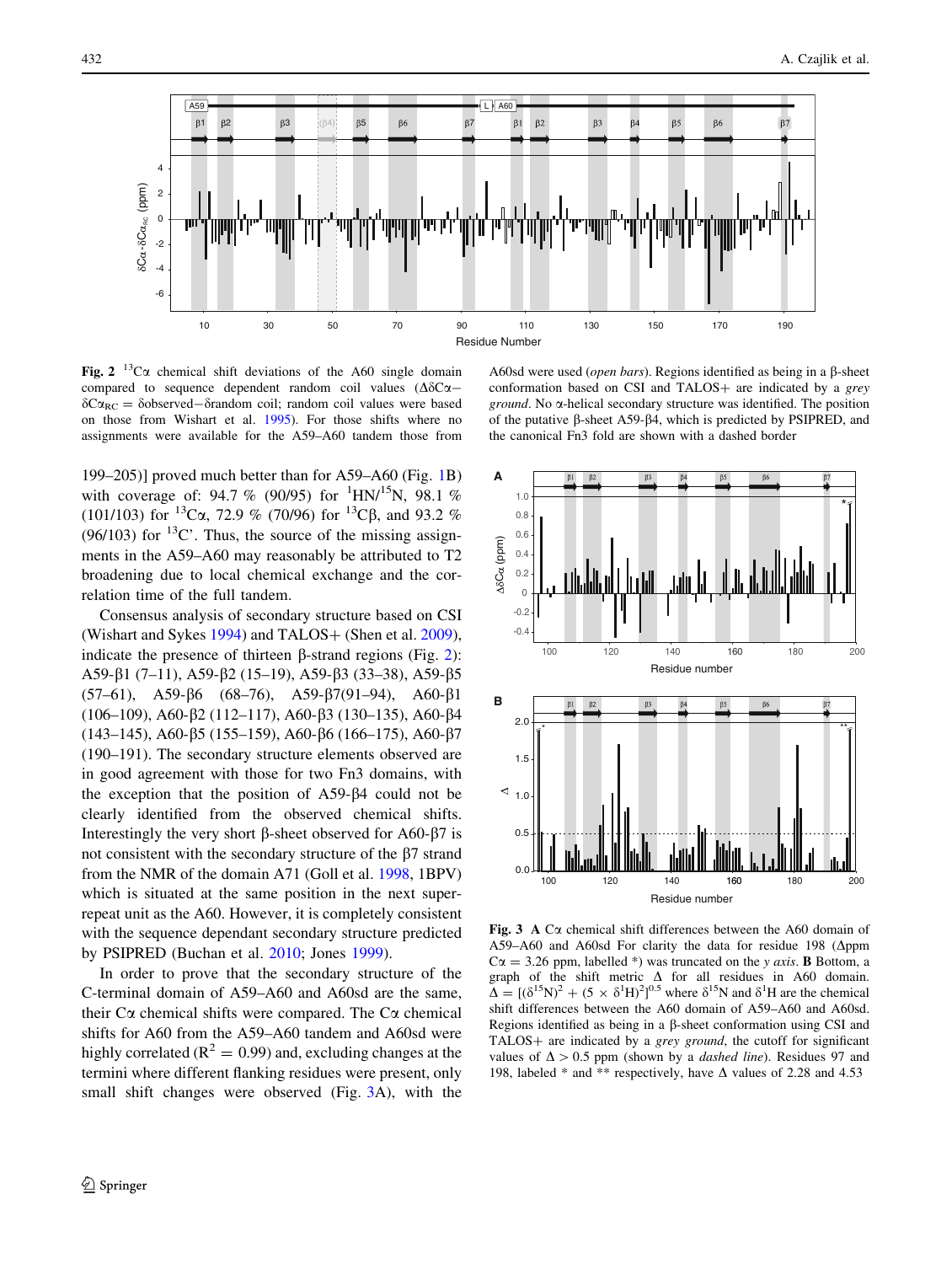A59 | L | A60

β1 β2 β3 (β4) β5 β6 β7 β1 β2 β3 β4 β5 β6 β7

$\delta C\alpha - \delta C\alpha_{RC}$ (ppm)

4
2
0
-2
-4
-6

10 30 50 70 90 110 130 150 170 190

Residue Number

**Fig. 2** $^{13}C\alpha$ chemical shift deviations of the A60 single domain compared to sequence dependent random coil values ($\Delta\delta C\alpha - \delta C\alpha_{RC} = \delta$observed$-\delta$random coil; random coil values were based on those from Wishart et al. 1995). For those shifts where no assignments were available for the A59–A60 tandem those from A60sd were used (*open bars*). Regions identified as being in a β-sheet conformation based on CSI and TALOS+ are indicated by a *grey ground*. No α-helical secondary structure was identified. The position of the putative β-sheet A59-β4, which is predicted by PSIPRED, and the canonical Fn3 fold are shown with a dashed border

199–205)] proved much better than for A59–A60 (Fig. 1B) with coverage of: 94.7 % (90/95) for $^{1}$HN/$^{15}$N, 98.1 % (101/103) for $^{13}C\alpha$, 72.9 % (70/96) for $^{13}C\beta$, and 93.2 % (96/103) for $^{13}$C'. Thus, the source of the missing assignments in the A59–A60 may reasonably be attributed to T2 broadening due to local chemical exchange and the correlation time of the full tandem.

Consensus analysis of secondary structure based on CSI (Wishart and Sykes 1994) and TALOS+ (Shen et al. 2009), indicate the presence of thirteen β-strand regions (Fig. 2): A59-β1 (7–11), A59-β2 (15–19), A59-β3 (33–38), A59-β5 (57–61), A59-β6 (68–76), A59-β7(91–94), A60-β1 (106–109), A60-β2 (112–117), A60-β3 (130–135), A60-β4 (143–145), A60-β5 (155–159), A60-β6 (166–175), A60-β7 (190–191). The secondary structure elements observed are in good agreement with those for two Fn3 domains, with the exception that the position of A59-β4 could not be clearly identified from the observed chemical shifts. Interestingly the very short β-sheet observed for A60-β7 is not consistent with the secondary structure of the β7 strand from the NMR of the domain A71 (Goll et al. 1998, 1BPV) which is situated at the same position in the next super-repeat unit as the A60. However, it is completely consistent with the sequence dependant secondary structure predicted by PSIPRED (Buchan et al. 2010; Jones 1999).

In order to prove that the secondary structure of the C-terminal domain of A59–A60 and A60sd are the same, their Cα chemical shifts were compared. The Cα chemical shifts for A60 from the A59–A60 tandem and A60sd were highly correlated ($R^2 = 0.99$) and, excluding changes at the termini where different flanking residues were present, only small shift changes were observed (Fig. 3A), with the

A

β1 β2 β3 β4 β5 β6 β7

$\Delta\delta C\alpha$ (ppm)

1.0
0.8
0.6
0.4
0.2
0
-0.2
-0.4

100 120 140 160 180 200

Residue number

B

β1 β2 β3 β4 β5 β6 β7

Δ

2.0
1.5
1.0
0.5
0.0

100 120 140 160 180 200

Residue number

**Fig. 3** **A** Cα chemical shift differences between the A60 domain of A59–A60 and A60sd For clarity the data for residue 198 (Δppm $C\alpha = 3.26$ ppm, labelled *) was truncated on the *y axis*. **B** Bottom, a graph of the shift metric Δ for all residues in A60 domain. $\Delta = [(\delta^{15}N)^2 + (5 \times \delta^{1}H)^2]^{0.5}$ where $\delta^{15}$N and $\delta^{1}$H are the chemical shift differences between the A60 domain of A59–A60 and A60sd. Regions identified as being in a β-sheet conformation using CSI and TALOS+ are indicated by a *grey ground*, the cutoff for significant values of $\Delta > 0.5$ ppm (shown by a *dashed line*). Residues 97 and 198, labeled * and ** respectively, have Δ values of 2.28 and 4.53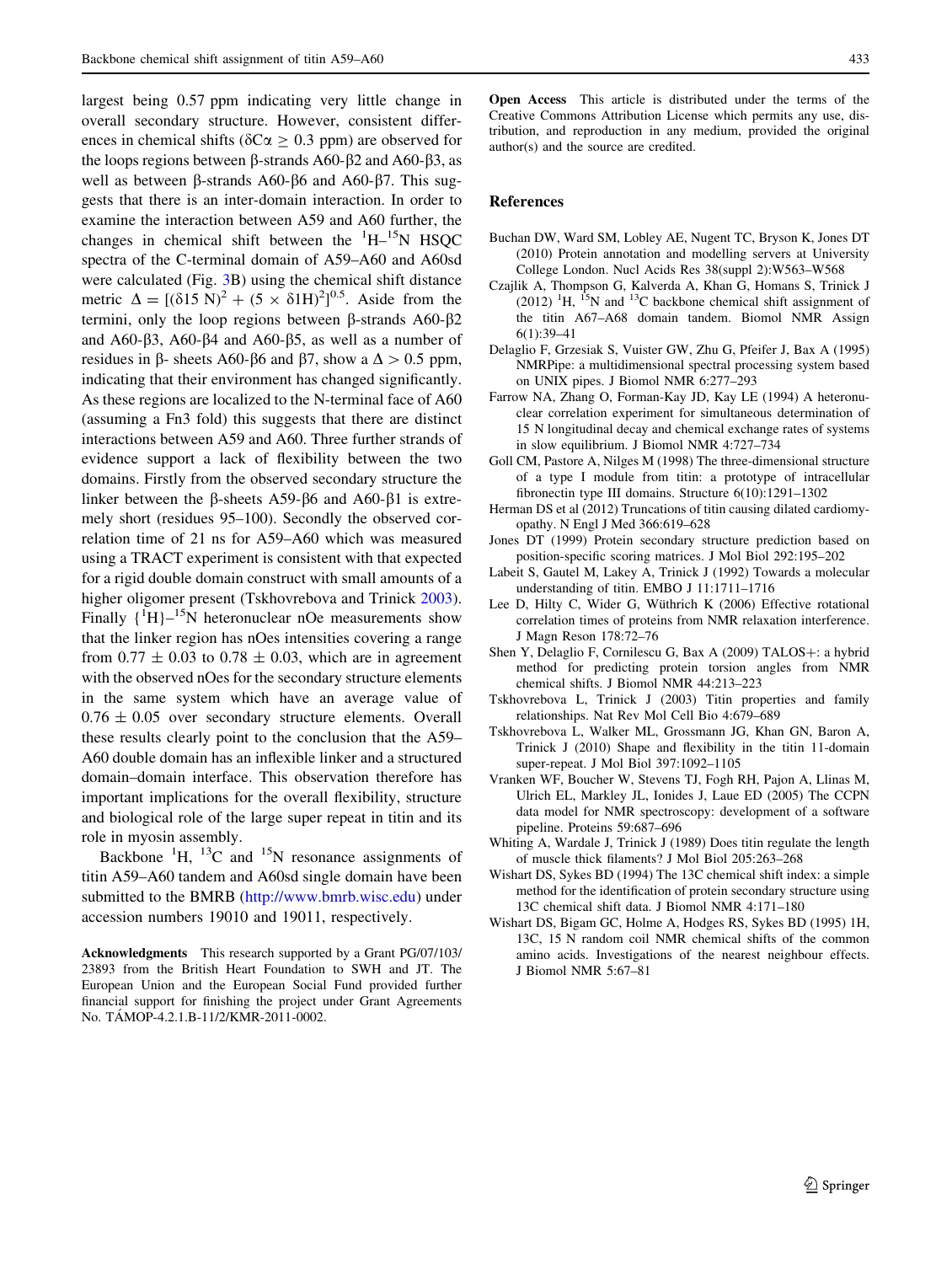largest being 0.57 ppm indicating very little change in overall secondary structure. However, consistent differences in chemical shifts ($\delta C\alpha \geq 0.3$ ppm) are observed for the loops regions between β-strands A60-β2 and A60-β3, as well as between β-strands A60-β6 and A60-β7. This suggests that there is an inter-domain interaction. In order to examine the interaction between A59 and A60 further, the changes in chemical shift between the $^{1}H$–$^{15}N$ HSQC spectra of the C-terminal domain of A59–A60 and A60sd were calculated (Fig. 3B) using the chemical shift distance metric $\Delta = [(\delta 15\ N)^2 + (5 \times \delta 1H)^2]^{0.5}$. Aside from the termini, only the loop regions between β-strands A60-β2 and A60-β3, A60-β4 and A60-β5, as well as a number of residues in β- sheets A60-β6 and β7, show a $\Delta > 0.5$ ppm, indicating that their environment has changed significantly. As these regions are localized to the N-terminal face of A60 (assuming a Fn3 fold) this suggests that there are distinct interactions between A59 and A60. Three further strands of evidence support a lack of flexibility between the two domains. Firstly from the observed secondary structure the linker between the β-sheets A59-β6 and A60-β1 is extremely short (residues 95–100). Secondly the observed correlation time of 21 ns for A59–A60 which was measured using a TRACT experiment is consistent with that expected for a rigid double domain construct with small amounts of a higher oligomer present (Tskhovrebova and Trinick 2003). Finally $\{^{1}H\}$–$^{15}N$ heteronuclear nOe measurements show that the linker region has nOes intensities covering a range from $0.77 \pm 0.03$ to $0.78 \pm 0.03$, which are in agreement with the observed nOes for the secondary structure elements in the same system which have an average value of $0.76 \pm 0.05$ over secondary structure elements. Overall these results clearly point to the conclusion that the A59–A60 double domain has an inflexible linker and a structured domain–domain interface. This observation therefore has important implications for the overall flexibility, structure and biological role of the large super repeat in titin and its role in myosin assembly.

Backbone $^{1}H$, $^{13}C$ and $^{15}N$ resonance assignments of titin A59–A60 tandem and A60sd single domain have been submitted to the BMRB (http://www.bmrb.wisc.edu) under accession numbers 19010 and 19011, respectively.

**Acknowledgments** This research supported by a Grant PG/07/103/23893 from the British Heart Foundation to SWH and JT. The European Union and the European Social Fund provided further financial support for finishing the project under Grant Agreements No. TÁMOP-4.2.1.B-11/2/KMR-2011-0002.

**Open Access** This article is distributed under the terms of the Creative Commons Attribution License which permits any use, distribution, and reproduction in any medium, provided the original author(s) and the source are credited.

## References

Buchan DW, Ward SM, Lobley AE, Nugent TC, Bryson K, Jones DT (2010) Protein annotation and modelling servers at University College London. Nucl Acids Res 38(suppl 2):W563–W568

Czajlik A, Thompson G, Kalverda A, Khan G, Homans S, Trinick J (2012) $^{1}H$, $^{15}N$ and $^{13}C$ backbone chemical shift assignment of the titin A67–A68 domain tandem. Biomol NMR Assign 6(1):39–41

Delaglio F, Grzesiak S, Vuister GW, Zhu G, Pfeifer J, Bax A (1995) NMRPipe: a multidimensional spectral processing system based on UNIX pipes. J Biomol NMR 6:277–293

Farrow NA, Zhang O, Forman-Kay JD, Kay LE (1994) A heteronuclear correlation experiment for simultaneous determination of 15 N longitudinal decay and chemical exchange rates of systems in slow equilibrium. J Biomol NMR 4:727–734

Goll CM, Pastore A, Nilges M (1998) The three-dimensional structure of a type I module from titin: a prototype of intracellular fibronectin type III domains. Structure 6(10):1291–1302

Herman DS et al (2012) Truncations of titin causing dilated cardiomyopathy. N Engl J Med 366:619–628

Jones DT (1999) Protein secondary structure prediction based on position-specific scoring matrices. J Mol Biol 292:195–202

Labeit S, Gautel M, Lakey A, Trinick J (1992) Towards a molecular understanding of titin. EMBO J 11:1711–1716

Lee D, Hilty C, Wider G, Wüthrich K (2006) Effective rotational correlation times of proteins from NMR relaxation interference. J Magn Reson 178:72–76

Shen Y, Delaglio F, Cornilescu G, Bax A (2009) TALOS+: a hybrid method for predicting protein torsion angles from NMR chemical shifts. J Biomol NMR 44:213–223

Tskhovrebova L, Trinick J (2003) Titin properties and family relationships. Nat Rev Mol Cell Bio 4:679–689

Tskhovrebova L, Walker ML, Grossmann JG, Khan GN, Baron A, Trinick J (2010) Shape and flexibility in the titin 11-domain super-repeat. J Mol Biol 397:1092–1105

Vranken WF, Boucher W, Stevens TJ, Fogh RH, Pajon A, Llinas M, Ulrich EL, Markley JL, Ionides J, Laue ED (2005) The CCPN data model for NMR spectroscopy: development of a software pipeline. Proteins 59:687–696

Whiting A, Wardale J, Trinick J (1989) Does titin regulate the length of muscle thick filaments? J Mol Biol 205:263–268

Wishart DS, Sykes BD (1994) The 13C chemical shift index: a simple method for the identification of protein secondary structure using 13C chemical shift data. J Biomol NMR 4:171–180

Wishart DS, Bigam GC, Holme A, Hodges RS, Sykes BD (1995) 1H, 13C, 15 N random coil NMR chemical shifts of the common amino acids. Investigations of the nearest neighbour effects. J Biomol NMR 5:67–81